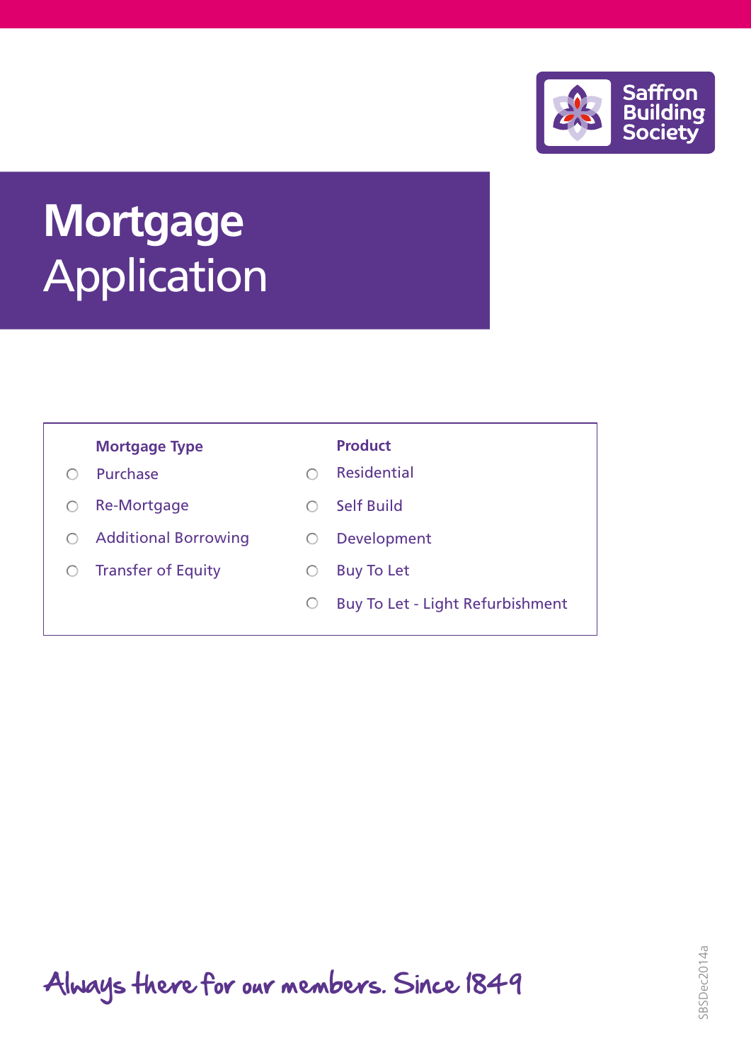Saffron Building Society

# Mortgage Application

| Mortgage Type | Product |
|---|---|
| ○ Purchase | ○ Residential |
| ○ Re-Mortgage | ○ Self Build |
| ○ Additional Borrowing | ○ Development |
| ○ Transfer of Equity | ○ Buy To Let |
| | ○ Buy To Let - Light Refurbishment |

Always there for our members. Since 1849

SBSDec2014a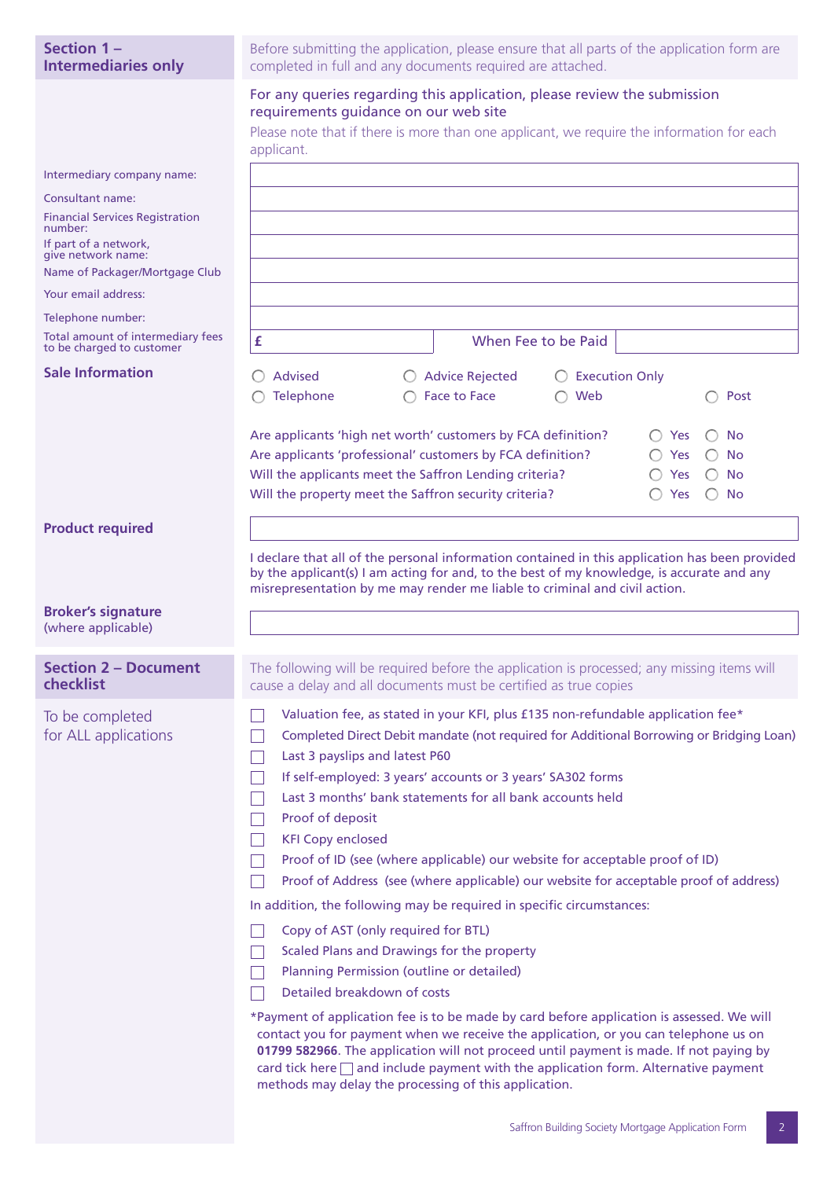## Section 1 – Intermediaries only

Before submitting the application, please ensure that all parts of the application form are completed in full and any documents required are attached.

For any queries regarding this application, please review the submission requirements guidance on our web site

Please note that if there is more than one applicant, we require the information for each applicant.

| | |
|---|---|
| Intermediary company name: | |
| Consultant name: | |
| Financial Services Registration number: | |
| If part of a network, give network name: | |
| Name of Packager/Mortgage Club | |
| Your email address: | |
| Telephone number: | |
| Total amount of intermediary fees to be charged to customer | £ When Fee to be Paid |

### Sale Information

○ Advised ○ Advice Rejected ○ Execution Only

○ Telephone ○ Face to Face ○ Web ○ Post

| | | |
|---|---|---|
| Are applicants 'high net worth' customers by FCA definition? | ○ Yes | ○ No |
| Are applicants 'professional' customers by FCA definition? | ○ Yes | ○ No |
| Will the applicants meet the Saffron Lending criteria? | ○ Yes | ○ No |
| Will the property meet the Saffron security criteria? | ○ Yes | ○ No |

### Product required

I declare that all of the personal information contained in this application has been provided by the applicant(s) I am acting for and, to the best of my knowledge, is accurate and any misrepresentation by me may render me liable to criminal and civil action.

**Broker's signature** (where applicable)

## Section 2 – Document checklist

The following will be required before the application is processed; any missing items will cause a delay and all documents must be certified as true copies

To be completed for ALL applications

- ☐ Valuation fee, as stated in your KFI, plus £135 non-refundable application fee*
- ☐ Completed Direct Debit mandate (not required for Additional Borrowing or Bridging Loan)
- ☐ Last 3 payslips and latest P60
- ☐ If self-employed: 3 years' accounts or 3 years' SA302 forms
- ☐ Last 3 months' bank statements for all bank accounts held
- ☐ Proof of deposit
- ☐ KFI Copy enclosed
- ☐ Proof of ID (see (where applicable) our website for acceptable proof of ID)
- ☐ Proof of Address (see (where applicable) our website for acceptable proof of address)

In addition, the following may be required in specific circumstances:

- ☐ Copy of AST (only required for BTL)
- ☐ Scaled Plans and Drawings for the property
- ☐ Planning Permission (outline or detailed)
- ☐ Detailed breakdown of costs

*Payment of application fee is to be made by card before application is assessed. We will contact you for payment when we receive the application, or you can telephone us on **01799 582966**. The application will not proceed until payment is made. If not paying by card tick here ☐ and include payment with the application form. Alternative payment methods may delay the processing of this application.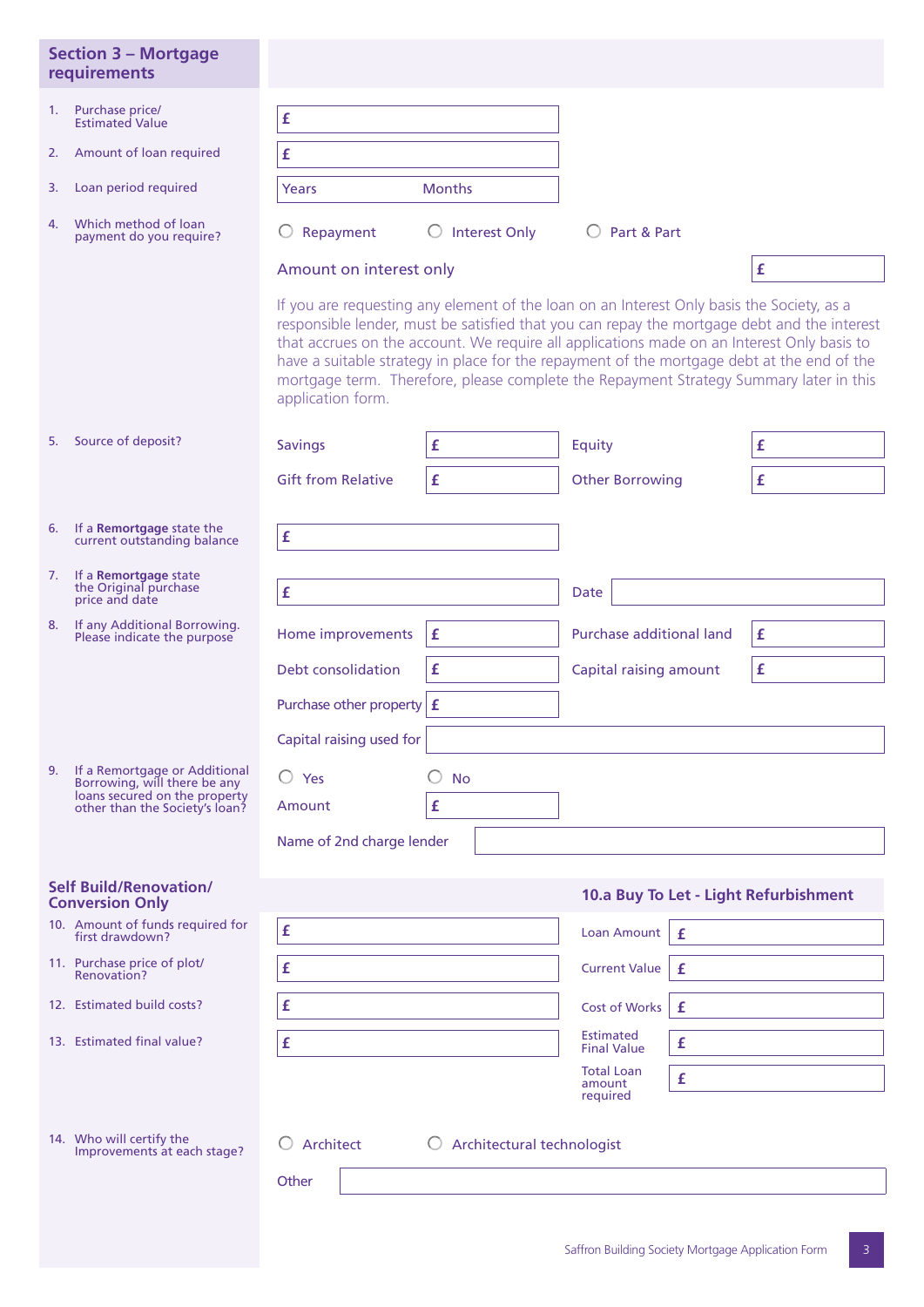## Section 3 – Mortgage requirements

1. Purchase price/ Estimated Value — £

2. Amount of loan required — £

3. Loan period required — Years Months

4. Which method of loan payment do you require?

   ○ Repayment ○ Interest Only ○ Part & Part

   Amount on interest only £

   If you are requesting any element of the loan on an Interest Only basis the Society, as a responsible lender, must be satisfied that you can repay the mortgage debt and the interest that accrues on the account. We require all applications made on an Interest Only basis to have a suitable strategy in place for the repayment of the mortgage debt at the end of the mortgage term. Therefore, please complete the Repayment Strategy Summary later in this application form.

5. Source of deposit?

   | | | | |
   |---|---|---|---|
   | Savings | £ | Equity | £ |
   | Gift from Relative | £ | Other Borrowing | £ |

6. If a **Remortgage** state the current outstanding balance — £

7. If a **Remortgage** state the Original purchase price and date — £ Date

8. If any Additional Borrowing. Please indicate the purpose

   | | | | |
   |---|---|---|---|
   | Home improvements | £ | Purchase additional land | £ |
   | Debt consolidation | £ | Capital raising amount | £ |
   | Purchase other property | £ | | |

   Capital raising used for

9. If a Remortgage or Additional Borrowing, will there be any loans secured on the property other than the Society's loan?

   ○ Yes ○ No

   Amount £

   Name of 2nd charge lender

## Self Build/Renovation/ Conversion Only

10. Amount of funds required for first drawdown? — £

11. Purchase price of plot/ Renovation? — £

12. Estimated build costs? — £

13. Estimated final value? — £

### 10.a Buy To Let - Light Refurbishment

| | |
|---|---|
| Loan Amount | £ |
| Current Value | £ |
| Cost of Works | £ |
| Estimated Final Value | £ |
| Total Loan amount required | £ |

14. Who will certify the Improvements at each stage?

    ○ Architect ○ Architectural technologist

    Other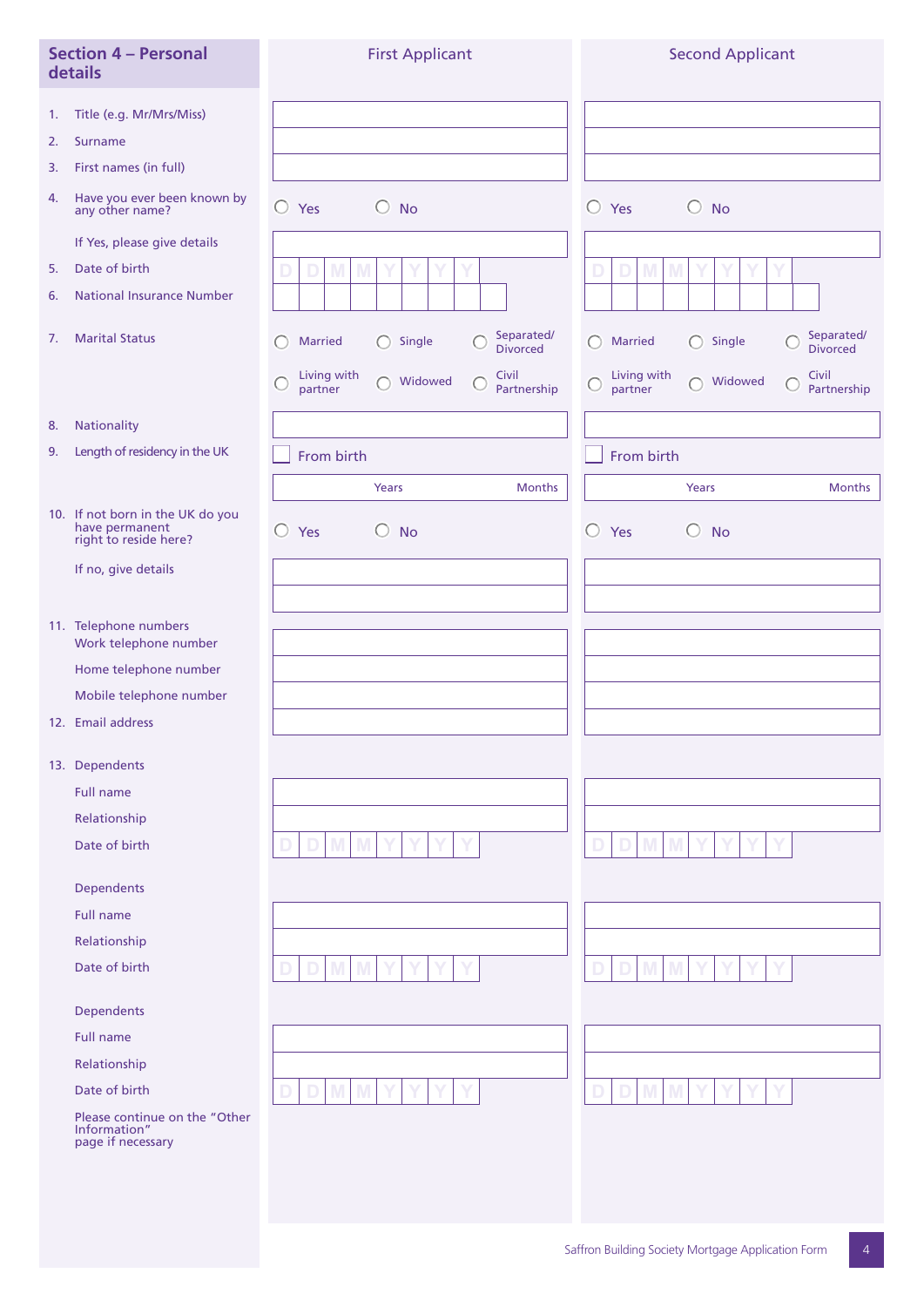## Section 4 – Personal details

| | First Applicant | Second Applicant |
|---|---|---|
| 1. Title (e.g. Mr/Mrs/Miss) | | |
| 2. Surname | | |
| 3. First names (in full) | | |
| 4. Have you ever been known by any other name? | ○ Yes ○ No | ○ Yes ○ No |
| If Yes, please give details | | |
| 5. Date of birth | D D M M Y Y Y Y | D D M M Y Y Y Y |
| 6. National Insurance Number | | |
| 7. Marital Status | ○ Married ○ Single ○ Separated/ Divorced ○ Living with partner ○ Widowed ○ Civil Partnership | ○ Married ○ Single ○ Separated/ Divorced ○ Living with partner ○ Widowed ○ Civil Partnership |
| 8. Nationality | | |
| 9. Length of residency in the UK | ☐ From birth | ☐ From birth |
| | Years Months | Years Months |
| 10. If not born in the UK do you have permanent right to reside here? | ○ Yes ○ No | ○ Yes ○ No |
| If no, give details | | |
| 11. Telephone numbers | | |
| Work telephone number | | |
| Home telephone number | | |
| Mobile telephone number | | |
| 12. Email address | | |
| 13. Dependents | | |
| Full name | | |
| Relationship | | |
| Date of birth | D D M M Y Y Y Y | D D M M Y Y Y Y |
| Dependents | | |
| Full name | | |
| Relationship | | |
| Date of birth | D D M M Y Y Y Y | D D M M Y Y Y Y |
| Dependents | | |
| Full name | | |
| Relationship | | |
| Date of birth | D D M M Y Y Y Y | D D M M Y Y Y Y |

Please continue on the "Other Information" page if necessary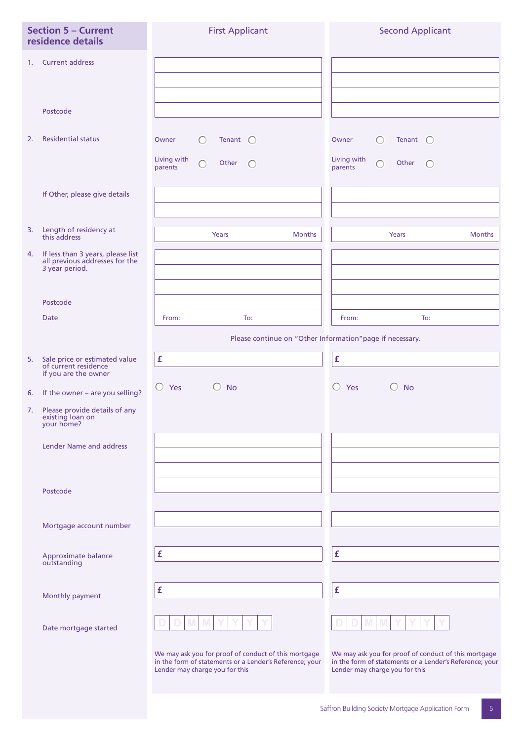## Section 5 – Current residence details

| | First Applicant | Second Applicant |
|---|---|---|
| 1. Current address | | |
| | | |
| | | |
| Postcode | | |
| 2. Residential status | Owner ○ Tenant ○ Living with parents ○ Other ○ | Owner ○ Tenant ○ Living with parents ○ Other ○ |
| If Other, please give details | | |
| | | |
| 3. Length of residency at this address | Years Months | Years Months |
| 4. If less than 3 years, please list all previous addresses for the 3 year period. | | |
| | | |
| | | |
| Postcode | | |
| Date | From: To: | From: To: |

Please continue on "Other Information" page if necessary.

| | First Applicant | Second Applicant |
|---|---|---|
| 5. Sale price or estimated value of current residence if you are the owner | £ | £ |
| 6. If the owner – are you selling? | ○ Yes ○ No | ○ Yes ○ No |
| 7. Please provide details of any existing loan on your home? | | |
| Lender Name and address | | |
| | | |
| | | |
| Postcode | | |
| Mortgage account number | | |
| Approximate balance outstanding | £ | £ |
| Monthly payment | £ | £ |
| Date mortgage started | D D M M Y Y Y Y | D D M M Y Y Y Y |
| | We may ask you for proof of conduct of this mortgage in the form of statements or a Lender's Reference; your Lender may charge you for this | We may ask you for proof of conduct of this mortgage in the form of statements or a Lender's Reference; your Lender may charge you for this |

Saffron Building Society Mortgage Application Form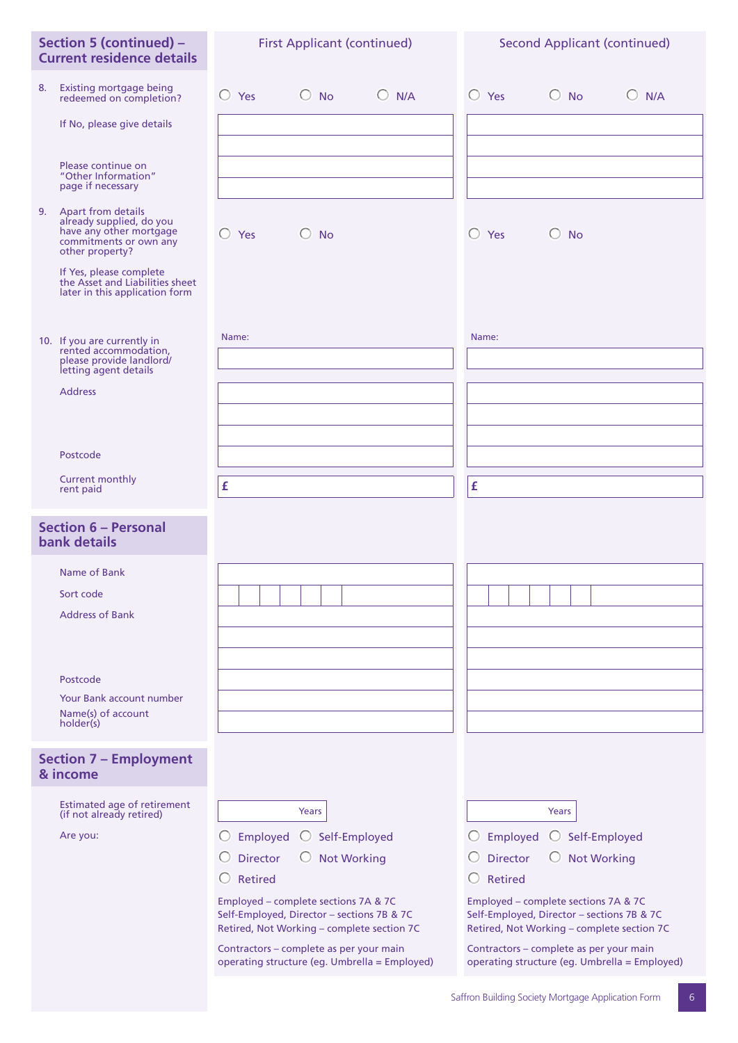## Section 5 (continued) – Current residence details

| | First Applicant (continued) | Second Applicant (continued) |
|---|---|---|
| 8. Existing mortgage being redeemed on completion? | ○ Yes ○ No ○ N/A | ○ Yes ○ No ○ N/A |
| If No, please give details | | |
| Please continue on "Other Information" page if necessary | | |
| 9. Apart from details already supplied, do you have any other mortgage commitments or own any other property? | ○ Yes ○ No | ○ Yes ○ No |
| If Yes, please complete the Asset and Liabilities sheet later in this application form | | |
| 10. If you are currently in rented accommodation, please provide landlord/letting agent details | Name: | Name: |
| Address | | |
| Postcode | | |
| Current monthly rent paid | £ | £ |

## Section 6 – Personal bank details

| | First Applicant | Second Applicant |
|---|---|---|
| Name of Bank | | |
| Sort code | | |
| Address of Bank | | |
| Postcode | | |
| Your Bank account number | | |
| Name(s) of account holder(s) | | |

## Section 7 – Employment & income

| | First Applicant | Second Applicant |
|---|---|---|
| Estimated age of retirement (if not already retired) | Years | Years |
| Are you: | ○ Employed ○ Self-Employed ○ Director ○ Not Working ○ Retired | ○ Employed ○ Self-Employed ○ Director ○ Not Working ○ Retired |
| | Employed – complete sections 7A & 7C<br>Self-Employed, Director – sections 7B & 7C<br>Retired, Not Working – complete section 7C | Employed – complete sections 7A & 7C<br>Self-Employed, Director – sections 7B & 7C<br>Retired, Not Working – complete section 7C |
| | Contractors – complete as per your main operating structure (eg. Umbrella = Employed) | Contractors – complete as per your main operating structure (eg. Umbrella = Employed) |

Saffron Building Society Mortgage Application Form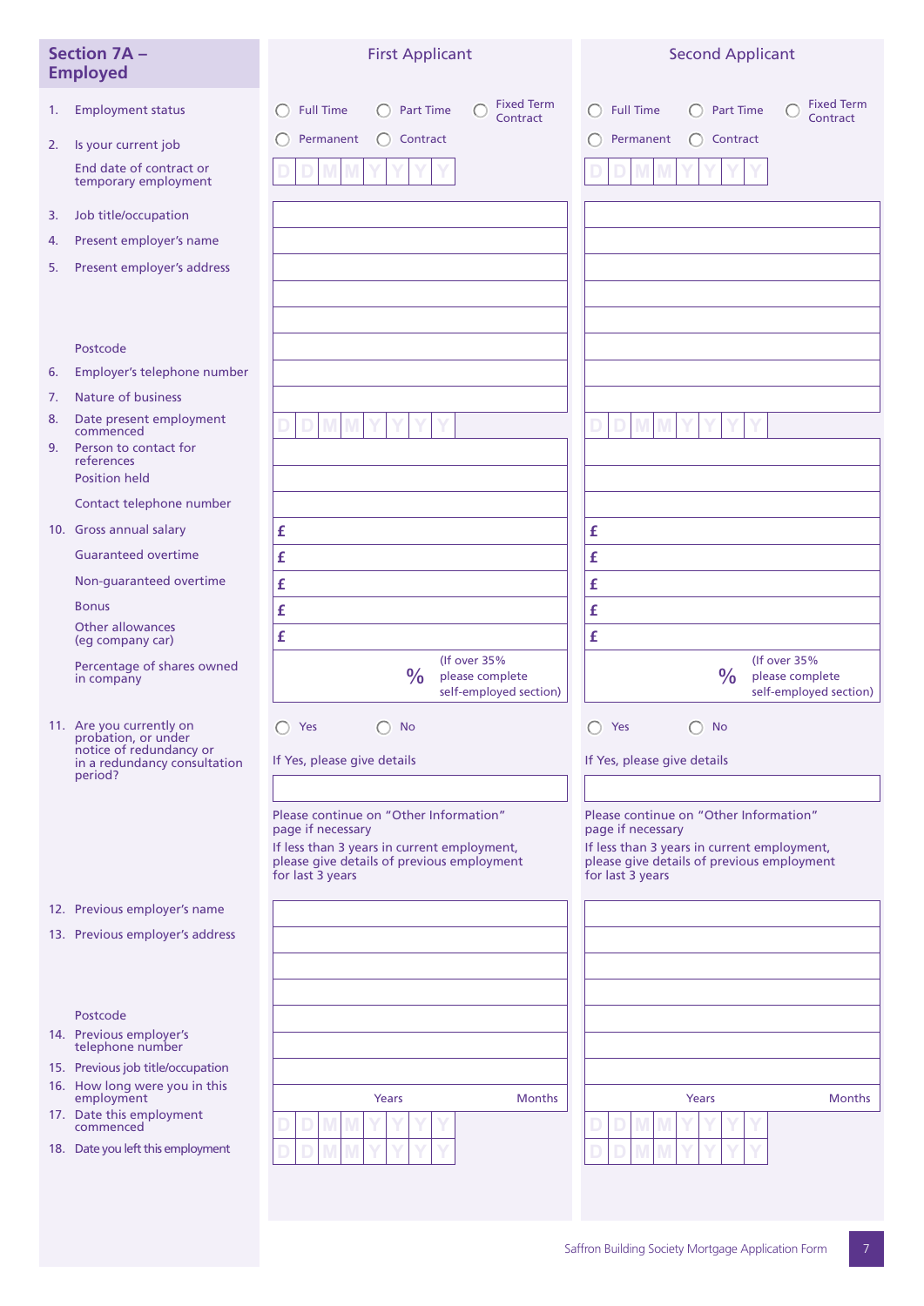## Section 7A – Employed

| | First Applicant | Second Applicant |
|---|---|---|
| 1. Employment status | ◯ Full Time ◯ Part Time ◯ Fixed Term Contract | ◯ Full Time ◯ Part Time ◯ Fixed Term Contract |
| 2. Is your current job | ◯ Permanent ◯ Contract | ◯ Permanent ◯ Contract |
| End date of contract or temporary employment | D D M M Y Y Y Y | D D M M Y Y Y Y |
| 3. Job title/occupation | | |
| 4. Present employer's name | | |
| 5. Present employer's address | | |
| | | |
| | | |
| Postcode | | |
| 6. Employer's telephone number | | |
| 7. Nature of business | | |
| 8. Date present employment commenced | D D M M Y Y Y Y | D D M M Y Y Y Y |
| 9. Person to contact for references | | |
| Position held | | |
| Contact telephone number | | |
| 10. Gross annual salary | £ | £ |
| Guaranteed overtime | £ | £ |
| Non-guaranteed overtime | £ | £ |
| Bonus | £ | £ |
| Other allowances (eg company car) | £ | £ |
| Percentage of shares owned in company | % (If over 35% please complete self-employed section) | % (If over 35% please complete self-employed section) |
| 11. Are you currently on probation, or under notice of redundancy or in a redundancy consultation period? | ◯ Yes ◯ No<br>If Yes, please give details | ◯ Yes ◯ No<br>If Yes, please give details |
| | | |

Please continue on "Other Information" page if necessary

If less than 3 years in current employment, please give details of previous employment for last 3 years

| | First Applicant | Second Applicant |
|---|---|---|
| 12. Previous employer's name | | |
| 13. Previous employer's address | | |
| | | |
| | | |
| Postcode | | |
| 14. Previous employer's telephone number | | |
| 15. Previous job title/occupation | | |
| 16. How long were you in this employment | Years Months | Years Months |
| 17. Date this employment commenced | D D M M Y Y Y Y | D D M M Y Y Y Y |
| 18. Date you left this employment | D D M M Y Y Y Y | D D M M Y Y Y Y |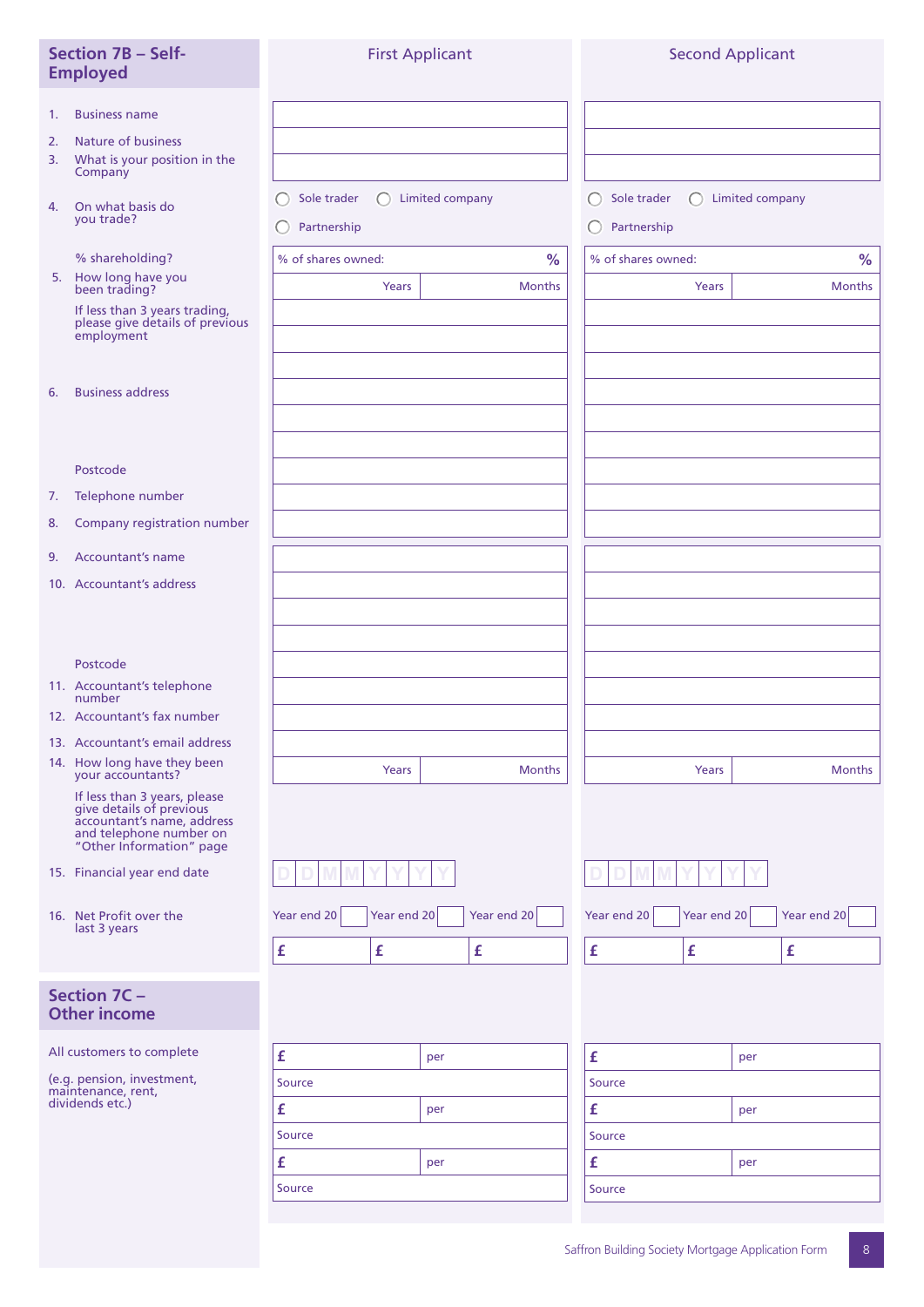## Section 7B – Self-Employed

| | First Applicant | Second Applicant |
|---|---|---|
| 1. Business name | | |
| 2. Nature of business | | |
| 3. What is your position in the Company | | |
| 4. On what basis do you trade? | ◯ Sole trader ◯ Limited company ◯ Partnership | ◯ Sole trader ◯ Limited company ◯ Partnership |
| % shareholding? | % of shares owned: % | % of shares owned: % |
| 5. How long have you been trading? | Years Months | Years Months |
| If less than 3 years trading, please give details of previous employment | | |
| 6. Business address | | |
| Postcode | | |
| 7. Telephone number | | |
| 8. Company registration number | | |
| 9. Accountant's name | | |
| 10. Accountant's address | | |
| Postcode | | |
| 11. Accountant's telephone number | | |
| 12. Accountant's fax number | | |
| 13. Accountant's email address | | |
| 14. How long have they been your accountants? | Years Months | Years Months |
| If less than 3 years, please give details of previous accountant's name, address and telephone number on "Other Information" page | | |
| 15. Financial year end date | D D M M Y Y Y Y | D D M M Y Y Y Y |
| 16. Net Profit over the last 3 years | Year end 20__ Year end 20__ Year end 20__ | Year end 20__ Year end 20__ Year end 20__ |
| | £ £ £ | £ £ £ |

## Section 7C – Other income

All customers to complete

(e.g. pension, investment, maintenance, rent, dividends etc.)

| First Applicant | | Second Applicant | |
|---|---|---|---|
| £ | per | £ | per |
| Source | | Source | |
| £ | per | £ | per |
| Source | | Source | |
| £ | per | £ | per |
| Source | | Source | |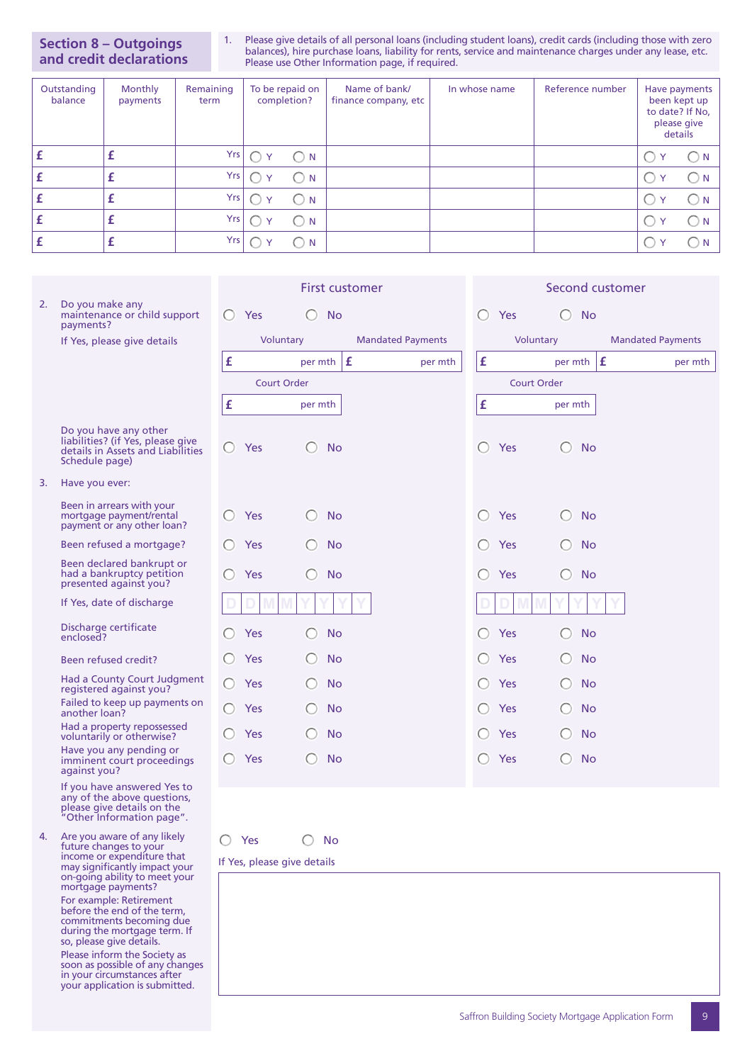## Section 8 – Outgoings and credit declarations

1. Please give details of all personal loans (including student loans), credit cards (including those with zero balances), hire purchase loans, liability for rents, service and maintenance charges under any lease, etc. Please use Other Information page, if required.

| Outstanding balance | Monthly payments | Remaining term | To be repaid on completion? | Name of bank/ finance company, etc | In whose name | Reference number | Have payments been kept up to date? If No, please give details |
|---|---|---|---|---|---|---|---|
| £ | £ | Yrs | ◯ Y ◯ N | | | | ◯ Y ◯ N |
| £ | £ | Yrs | ◯ Y ◯ N | | | | ◯ Y ◯ N |
| £ | £ | Yrs | ◯ Y ◯ N | | | | ◯ Y ◯ N |
| £ | £ | Yrs | ◯ Y ◯ N | | | | ◯ Y ◯ N |
| £ | £ | Yrs | ◯ Y ◯ N | | | | ◯ Y ◯ N |

| | First customer | Second customer |
|---|---|---|
| 2. Do you make any maintenance or child support payments? If Yes, please give details | ◯ Yes ◯ No<br>Voluntary £ per mth<br>Mandated Payments £ per mth<br>Court Order £ per mth | ◯ Yes ◯ No<br>Voluntary £ per mth<br>Mandated Payments £ per mth<br>Court Order £ per mth |
| Do you have any other liabilities? (if Yes, please give details in Assets and Liabilities Schedule page) | ◯ Yes ◯ No | ◯ Yes ◯ No |
| 3. Have you ever: | | |
| Been in arrears with your mortgage payment/rental payment or any other loan? | ◯ Yes ◯ No | ◯ Yes ◯ No |
| Been refused a mortgage? | ◯ Yes ◯ No | ◯ Yes ◯ No |
| Been declared bankrupt or had a bankruptcy petition presented against you? | ◯ Yes ◯ No | ◯ Yes ◯ No |
| If Yes, date of discharge | D D M M Y Y Y Y | D D M M Y Y Y Y |
| Discharge certificate enclosed? | ◯ Yes ◯ No | ◯ Yes ◯ No |
| Been refused credit? | ◯ Yes ◯ No | ◯ Yes ◯ No |
| Had a County Court Judgment registered against you? | ◯ Yes ◯ No | ◯ Yes ◯ No |
| Failed to keep up payments on another loan? | ◯ Yes ◯ No | ◯ Yes ◯ No |
| Had a property repossessed voluntarily or otherwise? | ◯ Yes ◯ No | ◯ Yes ◯ No |
| Have you any pending or imminent court proceedings against you? | ◯ Yes ◯ No | ◯ Yes ◯ No |

If you have answered Yes to any of the above questions, please give details on the "Other Information page".

4. Are you aware of any likely future changes to your income or expenditure that may significantly impact your on-going ability to meet your mortgage payments?

For example: Retirement before the end of the term, commitments becoming due during the mortgage term. If so, please give details.

Please inform the Society as soon as possible of any changes in your circumstances after your application is submitted.

◯ Yes ◯ No

If Yes, please give details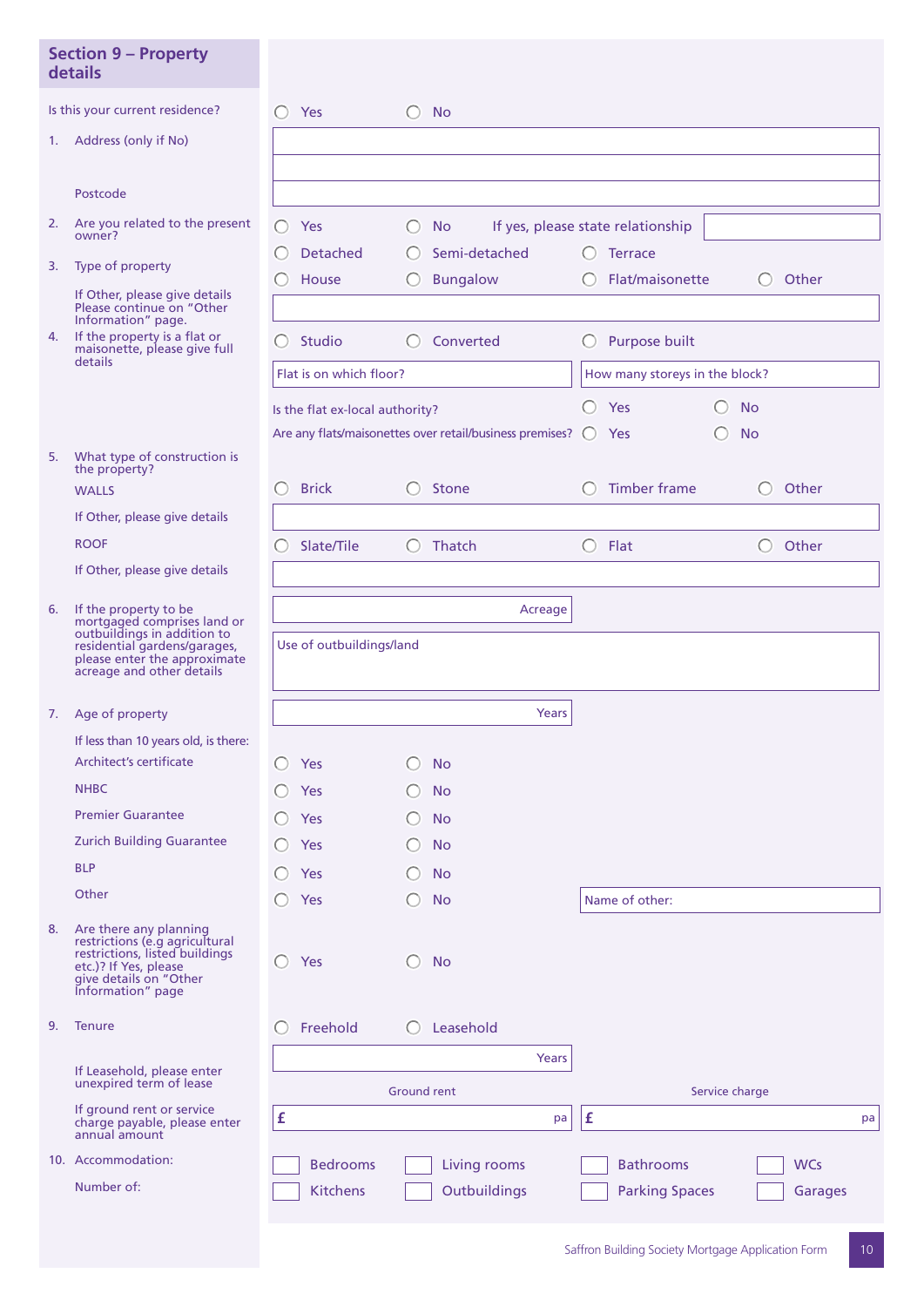## Section 9 – Property details

Is this your current residence? ◯ Yes ◯ No

1. Address (only if No)

   Postcode

2. Are you related to the present owner? ◯ Yes ◯ No If yes, please state relationship

3. Type of property

   ◯ Detached ◯ Semi-detached ◯ Terrace

   ◯ House ◯ Bungalow ◯ Flat/maisonette ◯ Other

   If Other, please give details Please continue on "Other Information" page.

4. If the property is a flat or maisonette, please give full details

   ◯ Studio ◯ Converted ◯ Purpose built

   Flat is on which floor?

   How many storeys in the block?

   Is the flat ex-local authority? ◯ Yes ◯ No

   Are any flats/maisonettes over retail/business premises? ◯ Yes ◯ No

5. What type of construction is the property?

   WALLS ◯ Brick ◯ Stone ◯ Timber frame ◯ Other

   If Other, please give details

   ROOF ◯ Slate/Tile ◯ Thatch ◯ Flat ◯ Other

   If Other, please give details

6. If the property to be mortgaged comprises land or outbuildings in addition to residential gardens/garages, please enter the approximate acreage and other details

   Acreage

   Use of outbuildings/land

7. Age of property

   Years

   If less than 10 years old, is there:

   | | | |
   |---|---|---|
   | Architect's certificate | ◯ Yes | ◯ No |
   | NHBC | ◯ Yes | ◯ No |
   | Premier Guarantee | ◯ Yes | ◯ No |
   | Zurich Building Guarantee | ◯ Yes | ◯ No |
   | BLP | ◯ Yes | ◯ No |
   | Other | ◯ Yes | ◯ No |

   Name of other:

8. Are there any planning restrictions (e.g agricultural restrictions, listed buildings etc.)? If Yes, please give details on "Other Information" page ◯ Yes ◯ No

9. Tenure ◯ Freehold ◯ Leasehold

   If Leasehold, please enter unexpired term of lease

   Years

   If ground rent or service charge payable, please enter annual amount

   Ground rent £ pa

   Service charge £ pa

10. Accommodation:

    Number of:

    ☐ Bedrooms ☐ Living rooms ☐ Bathrooms ☐ WCs

    ☐ Kitchens ☐ Outbuildings ☐ Parking Spaces ☐ Garages

Saffron Building Society Mortgage Application Form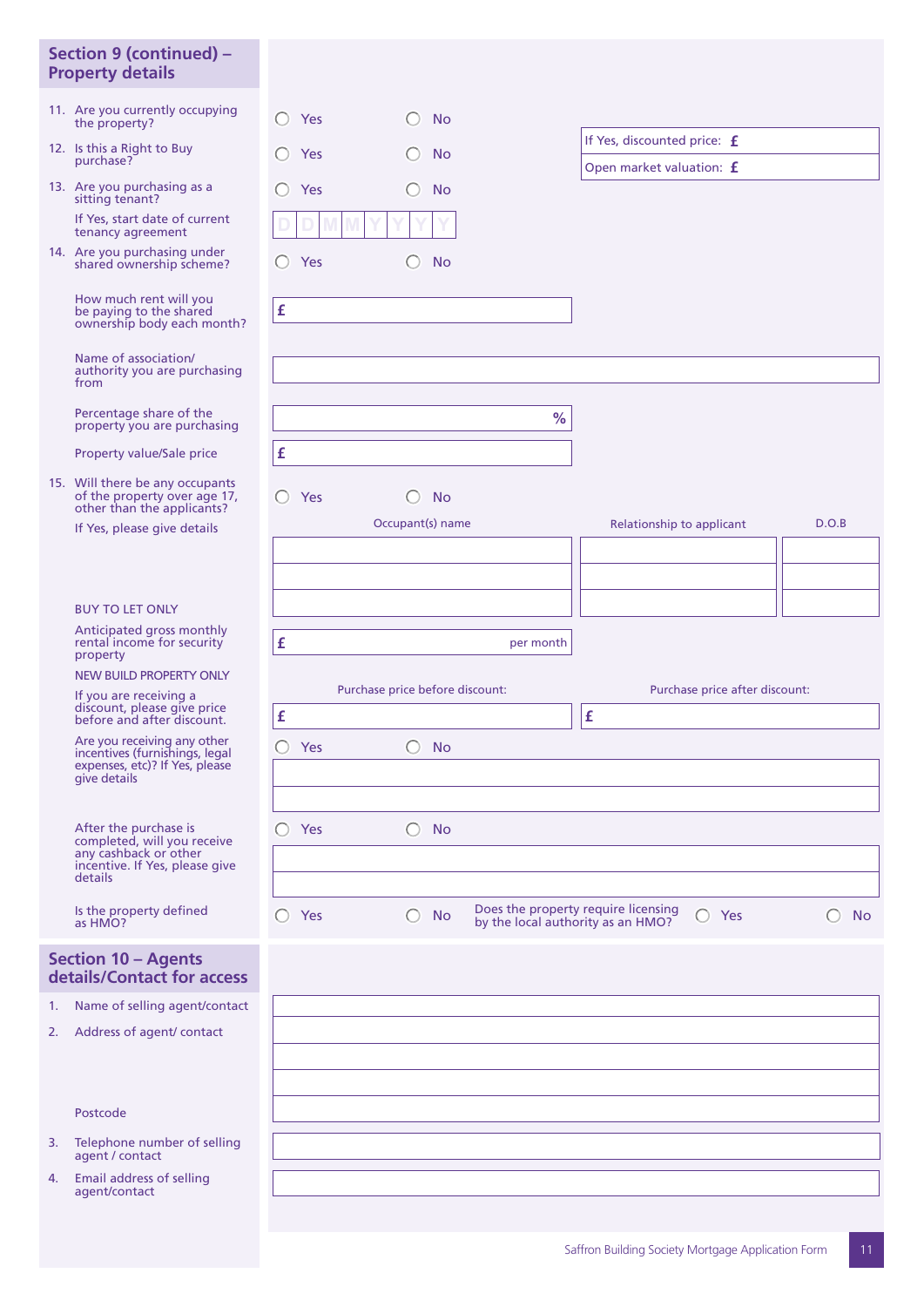## Section 9 (continued) – Property details

11. Are you currently occupying the property? ◯ Yes ◯ No

12. Is this a Right to Buy purchase? ◯ Yes ◯ No
    If Yes, discounted price: £
    Open market valuation: £

13. Are you purchasing as a sitting tenant? ◯ Yes ◯ No
    If Yes, start date of current tenancy agreement D D M M Y Y Y Y

14. Are you purchasing under shared ownership scheme? ◯ Yes ◯ No
    How much rent will you be paying to the shared ownership body each month? £
    Name of association/ authority you are purchasing from
    Percentage share of the property you are purchasing %
    Property value/Sale price £

15. Will there be any occupants of the property over age 17, other than the applicants? ◯ Yes ◯ No
    If Yes, please give details

| Occupant(s) name | Relationship to applicant | D.O.B |
|---|---|---|
| | | |
| | | |
| | | |

BUY TO LET ONLY

Anticipated gross monthly rental income for security property £ per month

NEW BUILD PROPERTY ONLY

If you are receiving a discount, please give price before and after discount.

| Purchase price before discount: | Purchase price after discount: |
|---|---|
| £ | £ |

Are you receiving any other incentives (furnishings, legal expenses, etc)? If Yes, please give details ◯ Yes ◯ No

After the purchase is completed, will you receive any cashback or other incentive. If Yes, please give details ◯ Yes ◯ No

Is the property defined as HMO? ◯ Yes ◯ No
Does the property require licensing by the local authority as an HMO? ◯ Yes ◯ No

## Section 10 – Agents details/Contact for access

1. Name of selling agent/contact
2. Address of agent/ contact

   Postcode
3. Telephone number of selling agent / contact
4. Email address of selling agent/contact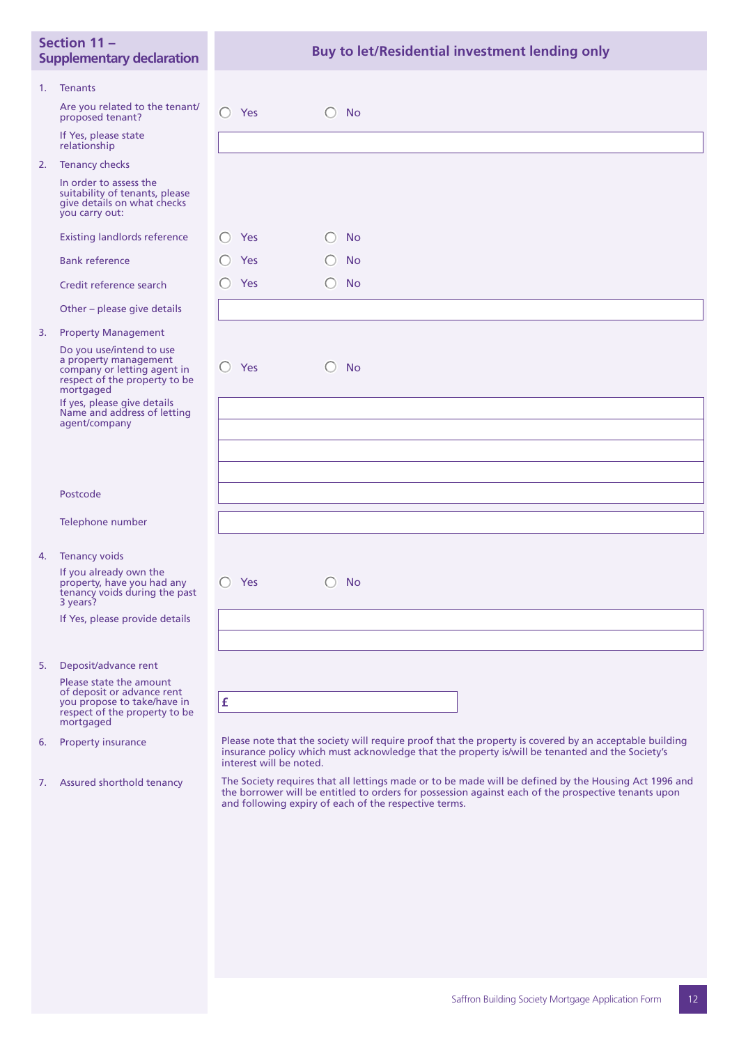## Section 11 – Supplementary declaration

**Buy to let/Residential investment lending only**

1. Tenants

   Are you related to the tenant/proposed tenant? ◯ Yes ◯ No

   If Yes, please state relationship

2. Tenancy checks

   In order to assess the suitability of tenants, please give details on what checks you carry out:

   | | | |
   |---|---|---|
   | Existing landlords reference | ◯ Yes | ◯ No |
   | Bank reference | ◯ Yes | ◯ No |
   | Credit reference search | ◯ Yes | ◯ No |

   Other – please give details

3. Property Management

   Do you use/intend to use a property management company or letting agent in respect of the property to be mortgaged ◯ Yes ◯ No

   If yes, please give details Name and address of letting agent/company

   Postcode

   Telephone number

4. Tenancy voids

   If you already own the property, have you had any tenancy voids during the past 3 years? ◯ Yes ◯ No

   If Yes, please provide details

5. Deposit/advance rent

   Please state the amount of deposit or advance rent you propose to take/have in respect of the property to be mortgaged £

6. Property insurance

   Please note that the society will require proof that the property is covered by an acceptable building insurance policy which must acknowledge that the property is/will be tenanted and the Society's interest will be noted.

7. Assured shorthold tenancy

   The Society requires that all lettings made or to be made will be defined by the Housing Act 1996 and the borrower will be entitled to orders for possession against each of the prospective tenants upon and following expiry of each of the respective terms.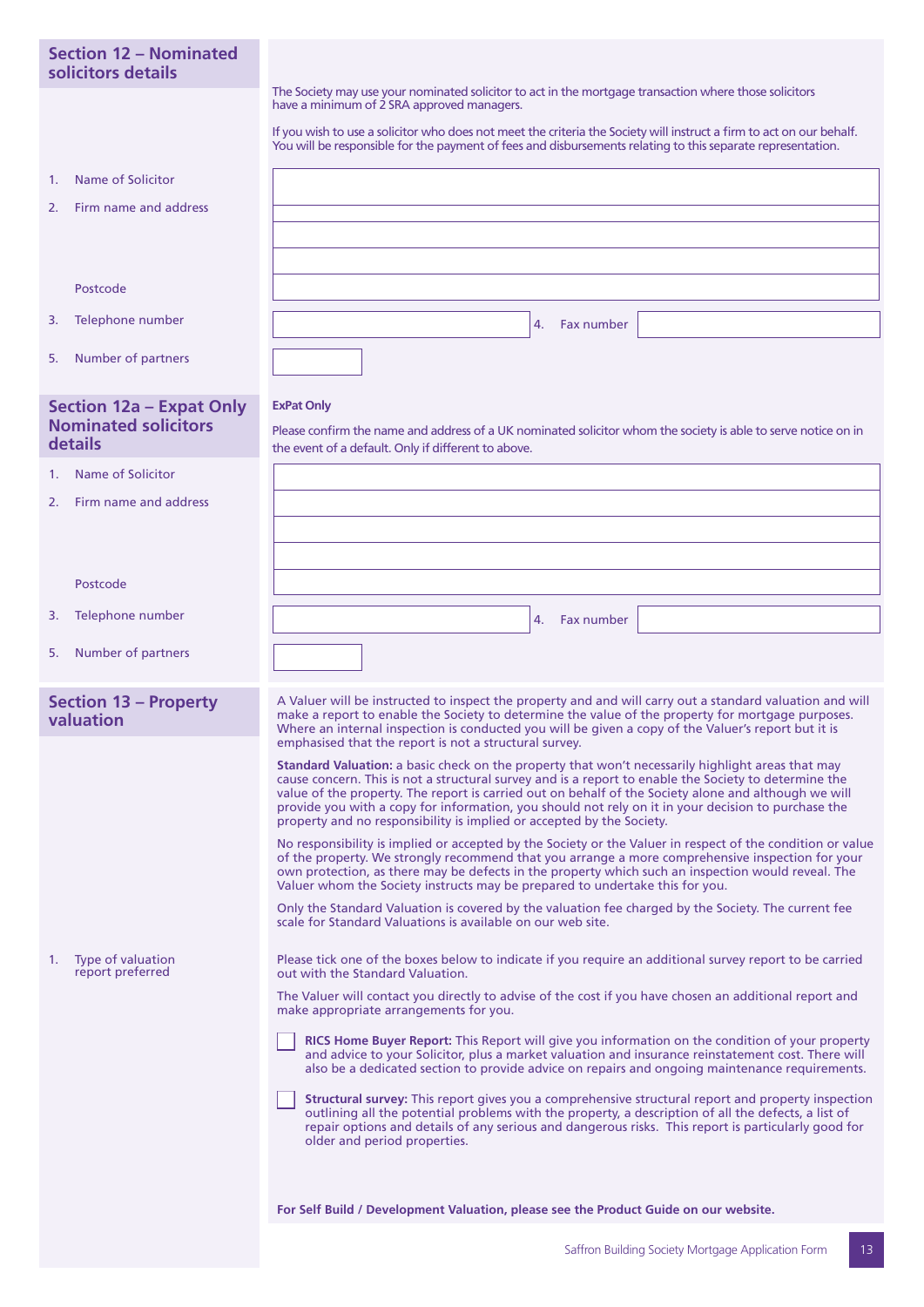## Section 12 – Nominated solicitors details

The Society may use your nominated solicitor to act in the mortgage transaction where those solicitors have a minimum of 2 SRA approved managers.

If you wish to use a solicitor who does not meet the criteria the Society will instruct a firm to act on our behalf. You will be responsible for the payment of fees and disbursements relating to this separate representation.

1. Name of Solicitor
2. Firm name and address

   Postcode
3. Telephone number
4. Fax number
5. Number of partners

## Section 12a – Expat Only Nominated solicitors details

**ExPat Only**

Please confirm the name and address of a UK nominated solicitor whom the society is able to serve notice on in the event of a default. Only if different to above.

1. Name of Solicitor
2. Firm name and address

   Postcode
3. Telephone number
4. Fax number
5. Number of partners

## Section 13 – Property valuation

A Valuer will be instructed to inspect the property and and will carry out a standard valuation and will make a report to enable the Society to determine the value of the property for mortgage purposes. Where an internal inspection is conducted you will be given a copy of the Valuer's report but it is emphasised that the report is not a structural survey.

**Standard Valuation:** a basic check on the property that won't necessarily highlight areas that may cause concern. This is not a structural survey and is a report to enable the Society to determine the value of the property. The report is carried out on behalf of the Society alone and although we will provide you with a copy for information, you should not rely on it in your decision to purchase the property and no responsibility is implied or accepted by the Society.

No responsibility is implied or accepted by the Society or the Valuer in respect of the condition or value of the property. We strongly recommend that you arrange a more comprehensive inspection for your own protection, as there may be defects in the property which such an inspection would reveal. The Valuer whom the Society instructs may be prepared to undertake this for you.

Only the Standard Valuation is covered by the valuation fee charged by the Society. The current fee scale for Standard Valuations is available on our web site.

1. Type of valuation report preferred

Please tick one of the boxes below to indicate if you require an additional survey report to be carried out with the Standard Valuation.

The Valuer will contact you directly to advise of the cost if you have chosen an additional report and make appropriate arrangements for you.

☐ **RICS Home Buyer Report:** This Report will give you information on the condition of your property and advice to your Solicitor, plus a market valuation and insurance reinstatement cost. There will also be a dedicated section to provide advice on repairs and ongoing maintenance requirements.

☐ **Structural survey:** This report gives you a comprehensive structural report and property inspection outlining all the potential problems with the property, a description of all the defects, a list of repair options and details of any serious and dangerous risks. This report is particularly good for older and period properties.

**For Self Build / Development Valuation, please see the Product Guide on our website.**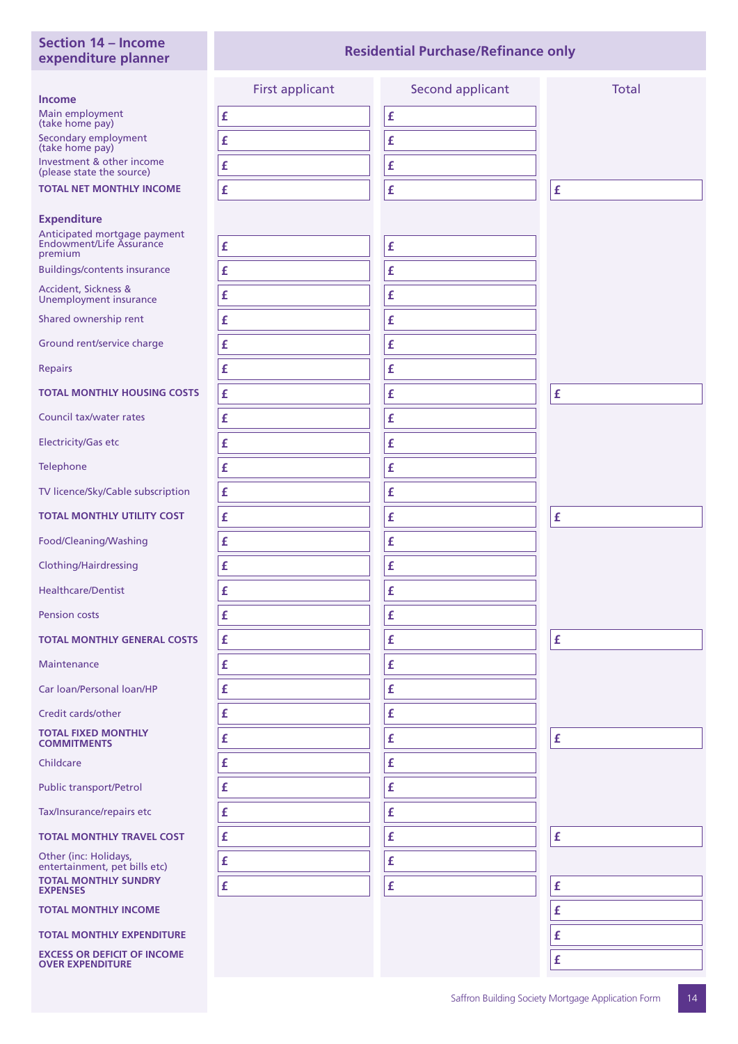## Section 14 – Income expenditure planner

**Residential Purchase/Refinance only**

| | First applicant | Second applicant | Total |
|---|---|---|---|
| **Income** | | | |
| Main employment (take home pay) | £ | £ | |
| Secondary employment (take home pay) | £ | £ | |
| Investment & other income (please state the source) | £ | £ | |
| **TOTAL NET MONTHLY INCOME** | £ | £ | £ |
| **Expenditure** | | | |
| Anticipated mortgage payment Endowment/Life Assurance premium | £ | £ | |
| Buildings/contents insurance | £ | £ | |
| Accident, Sickness & Unemployment insurance | £ | £ | |
| Shared ownership rent | £ | £ | |
| Ground rent/service charge | £ | £ | |
| Repairs | £ | £ | |
| **TOTAL MONTHLY HOUSING COSTS** | £ | £ | £ |
| Council tax/water rates | £ | £ | |
| Electricity/Gas etc | £ | £ | |
| Telephone | £ | £ | |
| TV licence/Sky/Cable subscription | £ | £ | |
| **TOTAL MONTHLY UTILITY COST** | £ | £ | £ |
| Food/Cleaning/Washing | £ | £ | |
| Clothing/Hairdressing | £ | £ | |
| Healthcare/Dentist | £ | £ | |
| Pension costs | £ | £ | |
| **TOTAL MONTHLY GENERAL COSTS** | £ | £ | £ |
| Maintenance | £ | £ | |
| Car loan/Personal loan/HP | £ | £ | |
| Credit cards/other | £ | £ | |
| **TOTAL FIXED MONTHLY COMMITMENTS** | £ | £ | £ |
| Childcare | £ | £ | |
| Public transport/Petrol | £ | £ | |
| Tax/Insurance/repairs etc | £ | £ | |
| **TOTAL MONTHLY TRAVEL COST** | £ | £ | £ |
| Other (inc: Holidays, entertainment, pet bills etc) | £ | £ | |
| **TOTAL MONTHLY SUNDRY EXPENSES** | £ | £ | £ |
| **TOTAL MONTHLY INCOME** | | | £ |
| **TOTAL MONTHLY EXPENDITURE** | | | £ |
| **EXCESS OR DEFICIT OF INCOME OVER EXPENDITURE** | | | £ |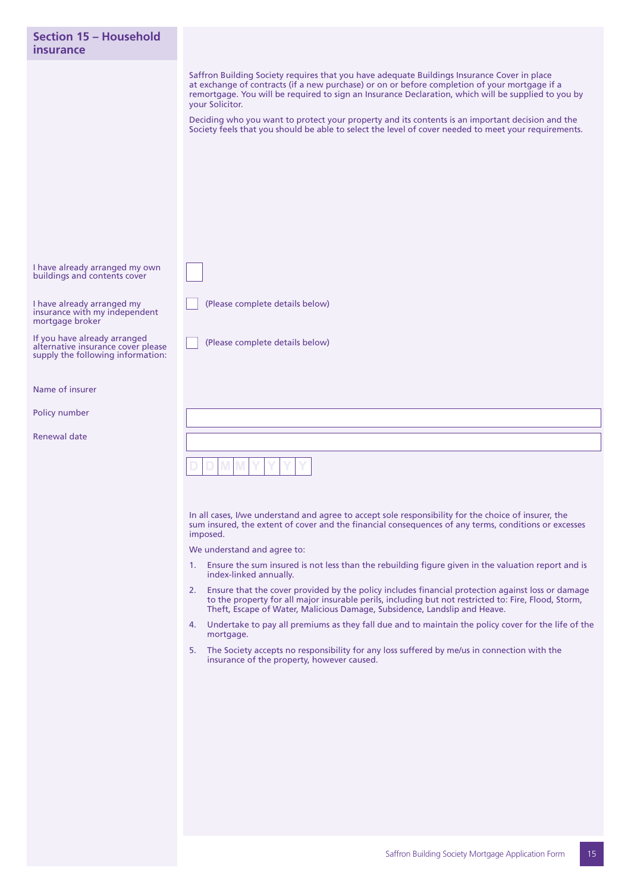## Section 15 – Household insurance

Saffron Building Society requires that you have adequate Buildings Insurance Cover in place at exchange of contracts (if a new purchase) or on or before completion of your mortgage if a remortgage. You will be required to sign an Insurance Declaration, which will be supplied to you by your Solicitor.

Deciding who you want to protect your property and its contents is an important decision and the Society feels that you should be able to select the level of cover needed to meet your requirements.

I have already arranged my own buildings and contents cover ☐

I have already arranged my insurance with my independent mortgage broker ☐ (Please complete details below)

If you have already arranged alternative insurance cover please supply the following information: ☐ (Please complete details below)

Name of insurer: ______________________

Policy number: ______________________

Renewal date: D D M M Y Y Y Y

In all cases, I/we understand and agree to accept sole responsibility for the choice of insurer, the sum insured, the extent of cover and the financial consequences of any terms, conditions or excesses imposed.

We understand and agree to:

1. Ensure the sum insured is not less than the rebuilding figure given in the valuation report and is index-linked annually.
2. Ensure that the cover provided by the policy includes financial protection against loss or damage to the property for all major insurable perils, including but not restricted to: Fire, Flood, Storm, Theft, Escape of Water, Malicious Damage, Subsidence, Landslip and Heave.
4. Undertake to pay all premiums as they fall due and to maintain the policy cover for the life of the mortgage.
5. The Society accepts no responsibility for any loss suffered by me/us in connection with the insurance of the property, however caused.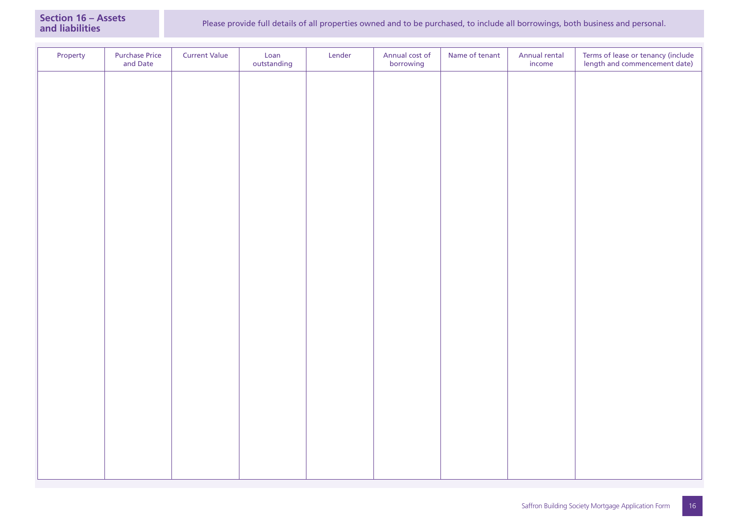## Section 16 – Assets and liabilities

Please provide full details of all properties owned and to be purchased, to include all borrowings, both business and personal.

| Property | Purchase Price and Date | Current Value | Loan outstanding | Lender | Annual cost of borrowing | Name of tenant | Annual rental income | Terms of lease or tenancy (include length and commencement date) |
|---|---|---|---|---|---|---|---|---|
| | | | | | | | | |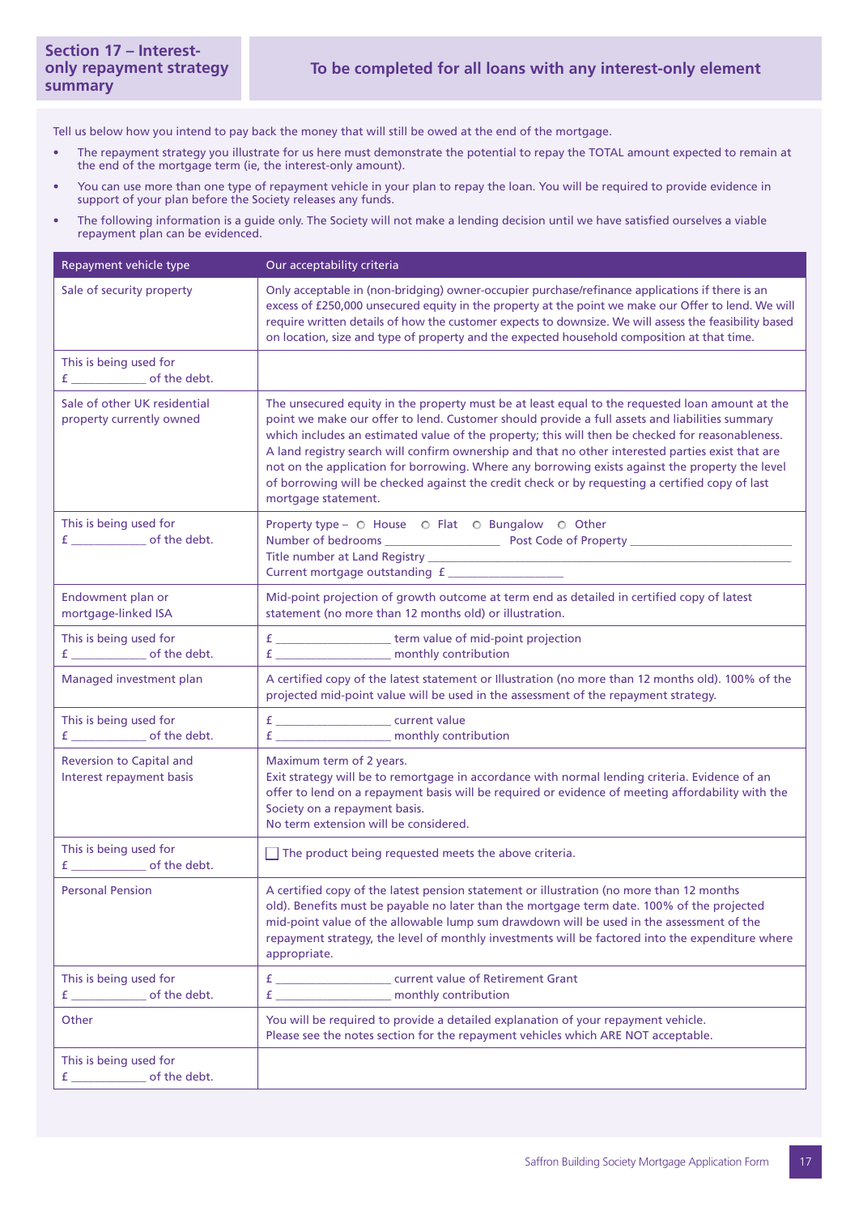## Section 17 – Interest-only repayment strategy summary

**To be completed for all loans with any interest-only element**

Tell us below how you intend to pay back the money that will still be owed at the end of the mortgage.

- The repayment strategy you illustrate for us here must demonstrate the potential to repay the TOTAL amount expected to remain at the end of the mortgage term (ie, the interest-only amount).
- You can use more than one type of repayment vehicle in your plan to repay the loan. You will be required to provide evidence in support of your plan before the Society releases any funds.
- The following information is a guide only. The Society will not make a lending decision until we have satisfied ourselves a viable repayment plan can be evidenced.

| Repayment vehicle type | Our acceptability criteria |
|---|---|
| Sale of security property | Only acceptable in (non-bridging) owner-occupier purchase/refinance applications if there is an excess of £250,000 unsecured equity in the property at the point we make our Offer to lend. We will require written details of how the customer expects to downsize. We will assess the feasibility based on location, size and type of property and the expected household composition at that time. |
| This is being used for £ ___________ of the debt. | |
| Sale of other UK residential property currently owned | The unsecured equity in the property must be at least equal to the requested loan amount at the point we make our offer to lend. Customer should provide a full assets and liabilities summary which includes an estimated value of the property; this will then be checked for reasonableness. A land registry search will confirm ownership and that no other interested parties exist that are not on the application for borrowing. Where any borrowing exists against the property the level of borrowing will be checked against the credit check or by requesting a certified copy of last mortgage statement. |
| This is being used for £ ___________ of the debt. | Property type – ○ House ○ Flat ○ Bungalow ○ Other<br>Number of bedrooms ___________ Post Code of Property ___________<br>Title number at Land Registry ___________<br>Current mortgage outstanding £ ___________ |
| Endowment plan or mortgage-linked ISA | Mid-point projection of growth outcome at term end as detailed in certified copy of latest statement (no more than 12 months old) or illustration. |
| This is being used for £ ___________ of the debt. | £ ___________ term value of mid-point projection<br>£ ___________ monthly contribution |
| Managed investment plan | A certified copy of the latest statement or Illustration (no more than 12 months old). 100% of the projected mid-point value will be used in the assessment of the repayment strategy. |
| This is being used for £ ___________ of the debt. | £ ___________ current value<br>£ ___________ monthly contribution |
| Reversion to Capital and Interest repayment basis | Maximum term of 2 years.<br>Exit strategy will be to remortgage in accordance with normal lending criteria. Evidence of an offer to lend on a repayment basis will be required or evidence of meeting affordability with the Society on a repayment basis.<br>No term extension will be considered. |
| This is being used for £ ___________ of the debt. | ☐ The product being requested meets the above criteria. |
| Personal Pension | A certified copy of the latest pension statement or illustration (no more than 12 months old). Benefits must be payable no later than the mortgage term date. 100% of the projected mid-point value of the allowable lump sum drawdown will be used in the assessment of the repayment strategy, the level of monthly investments will be factored into the expenditure where appropriate. |
| This is being used for £ ___________ of the debt. | £ ___________ current value of Retirement Grant<br>£ ___________ monthly contribution |
| Other | You will be required to provide a detailed explanation of your repayment vehicle.<br>Please see the notes section for the repayment vehicles which ARE NOT acceptable. |
| This is being used for £ ___________ of the debt. | |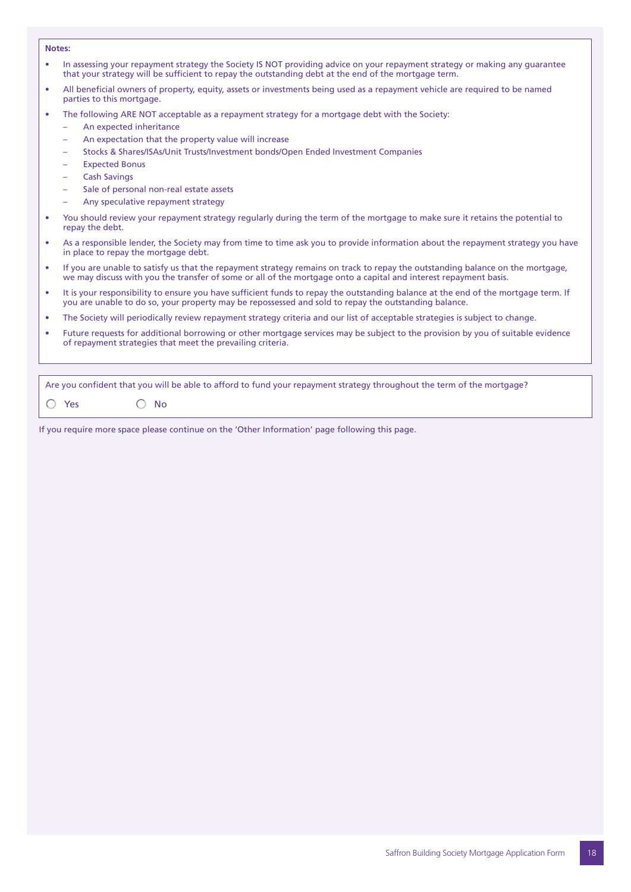**Notes:**

- In assessing your repayment strategy the Society IS NOT providing advice on your repayment strategy or making any guarantee that your strategy will be sufficient to repay the outstanding debt at the end of the mortgage term.
- All beneficial owners of property, equity, assets or investments being used as a repayment vehicle are required to be named parties to this mortgage.
- The following ARE NOT acceptable as a repayment strategy for a mortgage debt with the Society:
  - An expected inheritance
  - An expectation that the property value will increase
  - Stocks & Shares/ISAs/Unit Trusts/Investment bonds/Open Ended Investment Companies
  - Expected Bonus
  - Cash Savings
  - Sale of personal non-real estate assets
  - Any speculative repayment strategy
- You should review your repayment strategy regularly during the term of the mortgage to make sure it retains the potential to repay the debt.
- As a responsible lender, the Society may from time to time ask you to provide information about the repayment strategy you have in place to repay the mortgage debt.
- If you are unable to satisfy us that the repayment strategy remains on track to repay the outstanding balance on the mortgage, we may discuss with you the transfer of some or all of the mortgage onto a capital and interest repayment basis.
- It is your responsibility to ensure you have sufficient funds to repay the outstanding balance at the end of the mortgage term. If you are unable to do so, your property may be repossessed and sold to repay the outstanding balance.
- The Society will periodically review repayment strategy criteria and our list of acceptable strategies is subject to change.
- Future requests for additional borrowing or other mortgage services may be subject to the provision by you of suitable evidence of repayment strategies that meet the prevailing criteria.

Are you confident that you will be able to afford to fund your repayment strategy throughout the term of the mortgage?

○ Yes ○ No

If you require more space please continue on the 'Other Information' page following this page.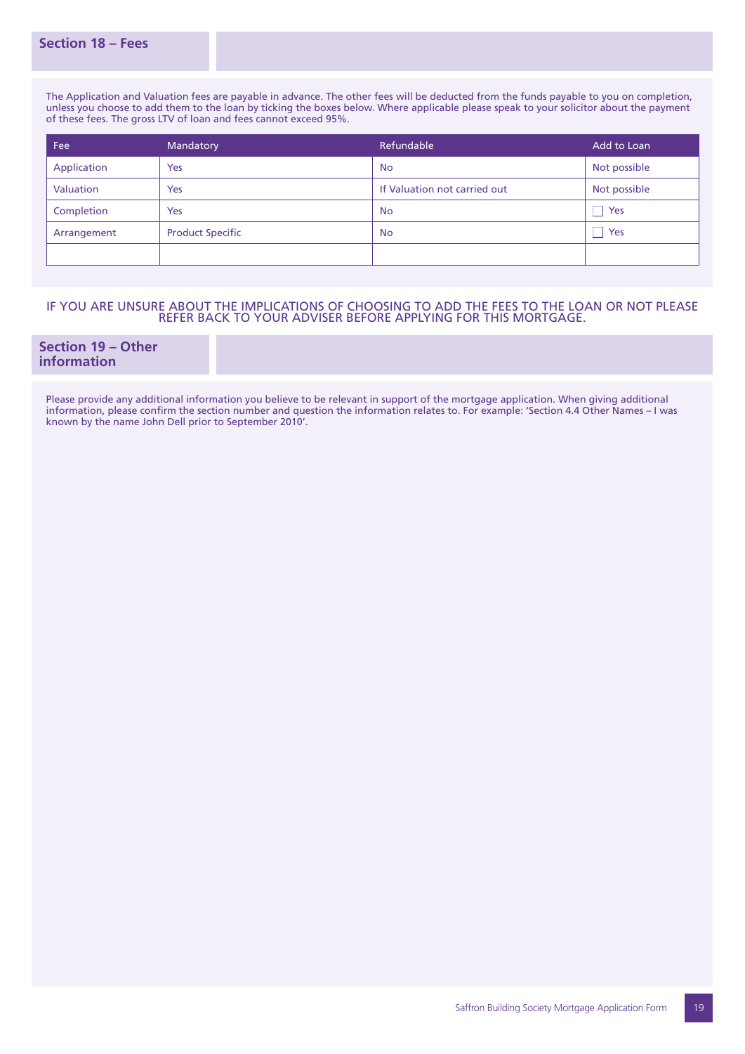## Section 18 – Fees

The Application and Valuation fees are payable in advance. The other fees will be deducted from the funds payable to you on completion, unless you choose to add them to the loan by ticking the boxes below. Where applicable please speak to your solicitor about the payment of these fees. The gross LTV of loan and fees cannot exceed 95%.

| Fee | Mandatory | Refundable | Add to Loan |
|---|---|---|---|
| Application | Yes | No | Not possible |
| Valuation | Yes | If Valuation not carried out | Not possible |
| Completion | Yes | No | ☐ Yes |
| Arrangement | Product Specific | No | ☐ Yes |
| | | | |

IF YOU ARE UNSURE ABOUT THE IMPLICATIONS OF CHOOSING TO ADD THE FEES TO THE LOAN OR NOT PLEASE REFER BACK TO YOUR ADVISER BEFORE APPLYING FOR THIS MORTGAGE.

## Section 19 – Other information

Please provide any additional information you believe to be relevant in support of the mortgage application. When giving additional information, please confirm the section number and question the information relates to. For example: 'Section 4.4 Other Names – I was known by the name John Dell prior to September 2010'.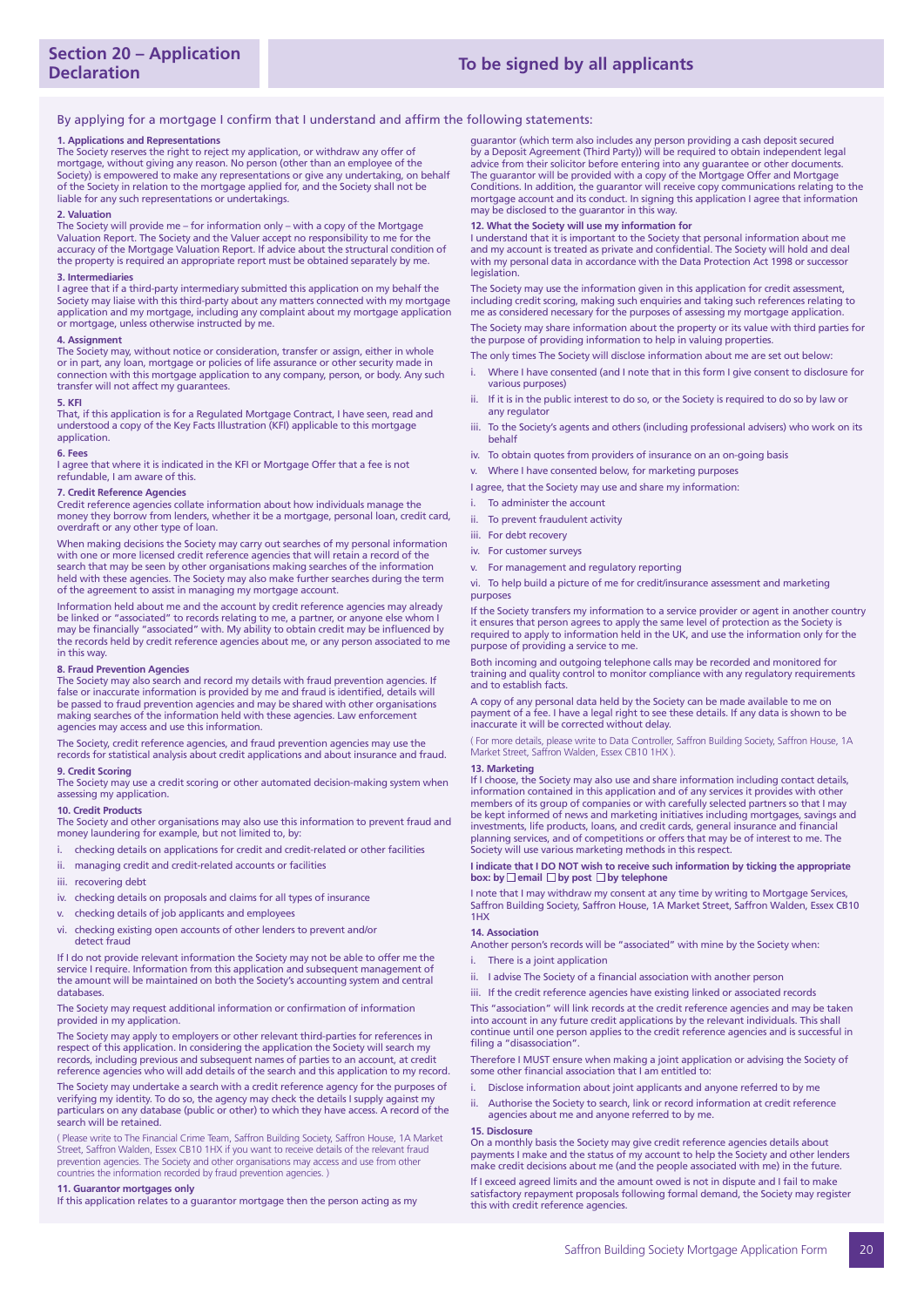# Section 20 – Application Declaration

## To be signed by all applicants

By applying for a mortgage I confirm that I understand and affirm the following statements:

**1. Applications and Representations**
The Society reserves the right to reject my application, or withdraw any offer of mortgage, without giving any reason. No person (other than an employee of the Society) is empowered to make any representations or give any undertaking, on behalf of the Society in relation to the mortgage applied for, and the Society shall not be liable for any such representations or undertakings.

**2. Valuation**
The Society will provide me – for information only – with a copy of the Mortgage Valuation Report. The Society and the Valuer accept no responsibility to me for the accuracy of the Mortgage Valuation Report. If advice about the structural condition of the property is required an appropriate report must be obtained separately by me.

**3. Intermediaries**
I agree that if a third-party intermediary submitted this application on my behalf the Society may liaise with this third-party about any matters connected with my mortgage application and my mortgage, including any complaint about my mortgage application or mortgage, unless otherwise instructed by me.

**4. Assignment**
The Society may, without notice or consideration, transfer or assign, either in whole or in part, any loan, mortgage or policies of life assurance or other security made in connection with this mortgage application to any company, person, or body. Any such transfer will not affect my guarantees.

**5. KFI**
That, if this application is for a Regulated Mortgage Contract, I have seen, read and understood a copy of the Key Facts Illustration (KFI) applicable to this mortgage application.

**6. Fees**
I agree that where it is indicated in the KFI or Mortgage Offer that a fee is not refundable, I am aware of this.

**7. Credit Reference Agencies**
Credit reference agencies collate information about how individuals manage the money they borrow from lenders, whether it be a mortgage, personal loan, credit card, overdraft or any other type of loan.

When making decisions the Society may carry out searches of my personal information with one or more licensed credit reference agencies that will retain a record of the search that may be seen by other organisations making searches of the information held with these agencies. The Society may also make further searches during the term of the agreement to assist in managing my mortgage account.

Information held about me and the account by credit reference agencies may already be linked or "associated" to records relating to me, a partner, or anyone else whom I may be financially "associated" with. My ability to obtain credit may be influenced by the records held by credit reference agencies about me, or any person associated to me in this way.

**8. Fraud Prevention Agencies**
The Society may also search and record my details with fraud prevention agencies. If false or inaccurate information is provided by me and fraud is identified, details will be passed to fraud prevention agencies and may be shared with other organisations making searches of the information held with these agencies. Law enforcement agencies may access and use this information.

The Society, credit reference agencies, and fraud prevention agencies may use the records for statistical analysis about credit applications and about insurance and fraud.

**9. Credit Scoring**
The Society may use a credit scoring or other automated decision-making system when assessing my application.

**10. Credit Products**
The Society and other organisations may also use this information to prevent fraud and money laundering for example, but not limited to, by:

i. checking details on applications for credit and credit-related or other facilities
ii. managing credit and credit-related accounts or facilities
iii. recovering debt
iv. checking details on proposals and claims for all types of insurance
v. checking details of job applicants and employees
vi. checking existing open accounts of other lenders to prevent and/or detect fraud

If I do not provide relevant information the Society may not be able to offer me the service I require. Information from this application and subsequent management of the account will be maintained on both the Society's accounting system and central databases.

The Society may request additional information or confirmation of information provided in my application.

The Society may apply to employers or other relevant third-parties for references in respect of this application. In considering the application the Society will search my records, including previous and subsequent names of parties to an account, at credit reference agencies who will add details of the search and this application to my record.

The Society may undertake a search with a credit reference agency for the purposes of verifying my identity. To do so, the agency may check the details I supply against my particulars on any database (public or other) to which they have access. A record of the search will be retained.

( Please write to The Financial Crime Team, Saffron Building Society, Saffron House, 1A Market Street, Saffron Walden, Essex CB10 1HX if you want to receive details of the relevant fraud prevention agencies. The Society and other organisations may access and use from other countries the information recorded by fraud prevention agencies. )

**11. Guarantor mortgages only**
If this application relates to a guarantor mortgage then the person acting as my guarantor (which term also includes any person providing a cash deposit secured by a Deposit Agreement (Third Party)) will be required to obtain independent legal advice from their solicitor before entering into any guarantee or other documents. The guarantor will be provided with a copy of the Mortgage Offer and Mortgage Conditions. In addition, the guarantor will receive copy communications relating to the mortgage account and its conduct. In signing this application I agree that information may be disclosed to the guarantor in this way.

**12. What the Society will use my information for**
I understand that it is important to the Society that personal information about me and my account is treated as private and confidential. The Society will hold and deal with my personal data in accordance with the Data Protection Act 1998 or successor legislation.

The Society may use the information given in this application for credit assessment, including credit scoring, making such enquiries and taking such references relating to me as considered necessary for the purposes of assessing my mortgage application.

The Society may share information about the property or its value with third parties for the purpose of providing information to help in valuing properties.

The only times The Society will disclose information about me are set out below:

i. Where I have consented (and I note that in this form I give consent to disclosure for various purposes)
ii. If it is in the public interest to do so, or the Society is required to do so by law or any regulator
iii. To the Society's agents and others (including professional advisers) who work on its behalf
iv. To obtain quotes from providers of insurance on an on-going basis
v. Where I have consented below, for marketing purposes

I agree, that the Society may use and share my information:

i. To administer the account
ii. To prevent fraudulent activity
iii. For debt recovery
iv. For customer surveys
v. For management and regulatory reporting
vi. To help build a picture of me for credit/insurance assessment and marketing purposes

If the Society transfers my information to a service provider or agent in another country it ensures that person agrees to apply the same level of protection as the Society is required to apply to information held in the UK, and use the information only for the purpose of providing a service to me.

Both incoming and outgoing telephone calls may be recorded and monitored for training and quality control to monitor compliance with any regulatory requirements and to establish facts.

A copy of any personal data held by the Society can be made available to me on payment of a fee. I have a legal right to see these details. If any data is shown to be inaccurate it will be corrected without delay.

( For more details, please write to Data Controller, Saffron Building Society, Saffron House, 1A Market Street, Saffron Walden, Essex CB10 1HX ).

**13. Marketing**
If I choose, the Society may also use and share information including contact details, information contained in this application and of any services it provides with other members of its group of companies or with carefully selected partners so that I may be kept informed of news and marketing initiatives including mortgages, savings and investments, life products, loans, and credit cards, general insurance and financial planning services, and of competitions or offers that may be of interest to me. The Society will use various marketing methods in this respect.

**I indicate that I DO NOT wish to receive such information by ticking the appropriate box: by ☐ email ☐ by post ☐ by telephone**

I note that I may withdraw my consent at any time by writing to Mortgage Services, Saffron Building Society, Saffron House, 1A Market Street, Saffron Walden, Essex CB10 1HX

**14. Association**
Another person's records will be "associated" with mine by the Society when:

i. There is a joint application
ii. I advise The Society of a financial association with another person
iii. If the credit reference agencies have existing linked or associated records

This "association" will link records at the credit reference agencies and may be taken into account in any future credit applications by the relevant individuals. This shall continue until one person applies to the credit reference agencies and is successful in filing a "disassociation".

Therefore I MUST ensure when making a joint application or advising the Society of some other financial association that I am entitled to:

i. Disclose information about joint applicants and anyone referred to by me
ii. Authorise the Society to search, link or record information at credit reference agencies about me and anyone referred to by me.

**15. Disclosure**
On a monthly basis the Society may give credit reference agencies details about payments I make and the status of my account to help the Society and other lenders make credit decisions about me (and the people associated with me) in the future.

If I exceed agreed limits and the amount owed is not in dispute and I fail to make satisfactory repayment proposals following formal demand, the Society may register this with credit reference agencies.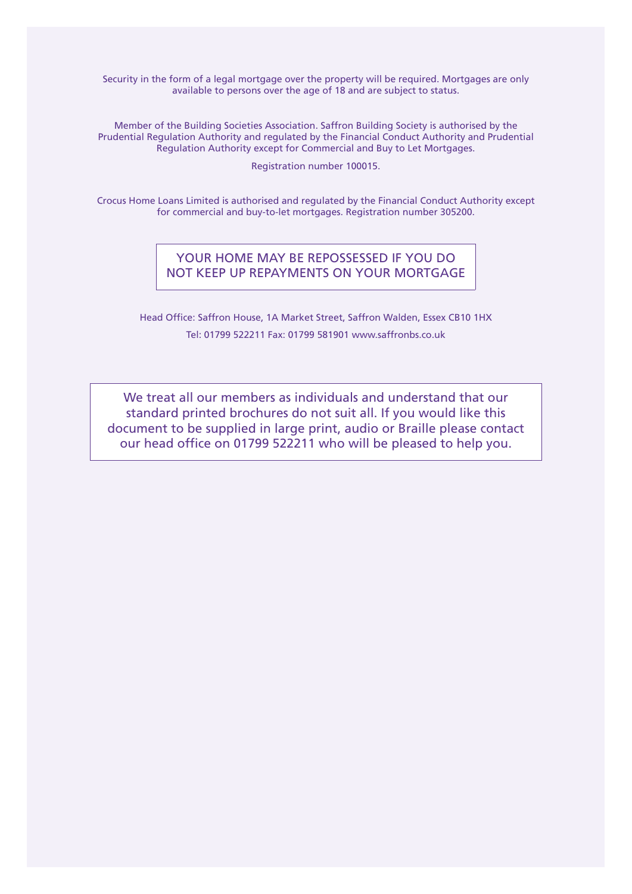Security in the form of a legal mortgage over the property will be required. Mortgages are only available to persons over the age of 18 and are subject to status.

Member of the Building Societies Association. Saffron Building Society is authorised by the Prudential Regulation Authority and regulated by the Financial Conduct Authority and Prudential Regulation Authority except for Commercial and Buy to Let Mortgages.

Registration number 100015.

Crocus Home Loans Limited is authorised and regulated by the Financial Conduct Authority except for commercial and buy-to-let mortgages. Registration number 305200.

YOUR HOME MAY BE REPOSSESSED IF YOU DO NOT KEEP UP REPAYMENTS ON YOUR MORTGAGE

Head Office: Saffron House, 1A Market Street, Saffron Walden, Essex CB10 1HX

Tel: 01799 522211 Fax: 01799 581901 www.saffronbs.co.uk

We treat all our members as individuals and understand that our standard printed brochures do not suit all. If you would like this document to be supplied in large print, audio or Braille please contact our head office on 01799 522211 who will be pleased to help you.